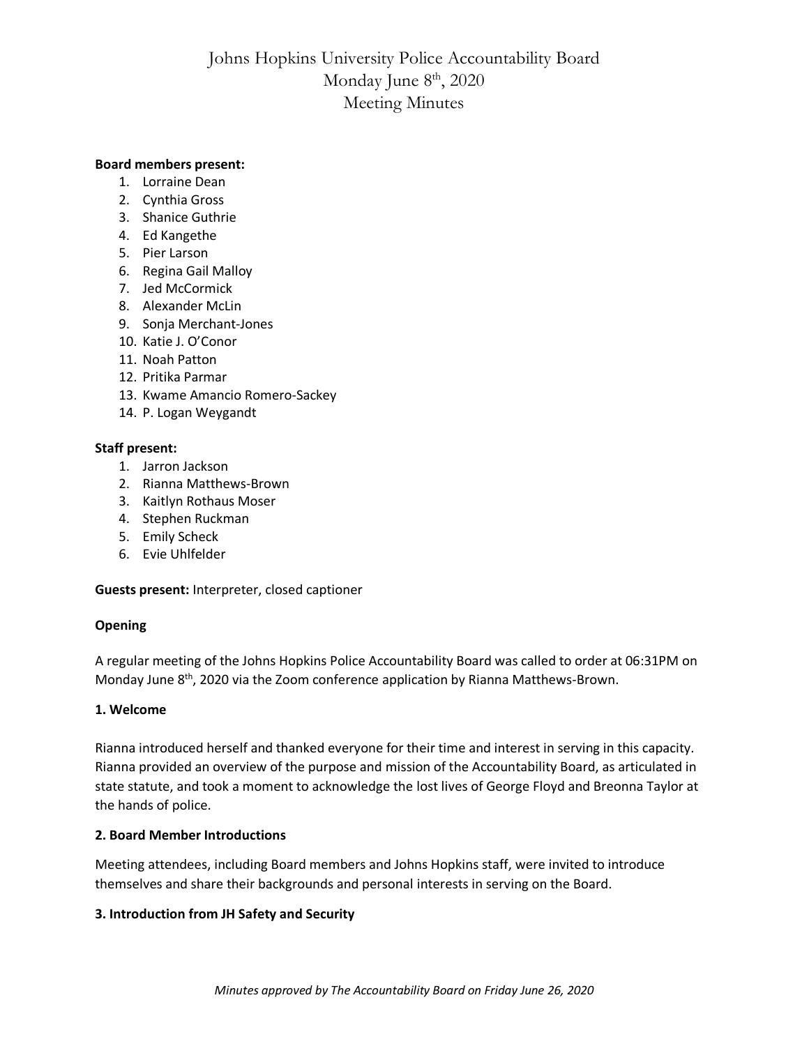# Johns Hopkins University Police Accountability Board
## Monday June 8th, 2020
## Meeting Minutes

**Board members present:**

1. Lorraine Dean
2. Cynthia Gross
3. Shanice Guthrie
4. Ed Kangethe
5. Pier Larson
6. Regina Gail Malloy
7. Jed McCormick
8. Alexander McLin
9. Sonja Merchant-Jones
10. Katie J. O'Conor
11. Noah Patton
12. Pritika Parmar
13. Kwame Amancio Romero-Sackey
14. P. Logan Weygandt

**Staff present:**

1. Jarron Jackson
2. Rianna Matthews-Brown
3. Kaitlyn Rothaus Moser
4. Stephen Ruckman
5. Emily Scheck
6. Evie Uhlfelder

**Guests present:** Interpreter, closed captioner

**Opening**

A regular meeting of the Johns Hopkins Police Accountability Board was called to order at 06:31PM on Monday June 8th, 2020 via the Zoom conference application by Rianna Matthews-Brown.

**1. Welcome**

Rianna introduced herself and thanked everyone for their time and interest in serving in this capacity. Rianna provided an overview of the purpose and mission of the Accountability Board, as articulated in state statute, and took a moment to acknowledge the lost lives of George Floyd and Breonna Taylor at the hands of police.

**2. Board Member Introductions**

Meeting attendees, including Board members and Johns Hopkins staff, were invited to introduce themselves and share their backgrounds and personal interests in serving on the Board.

**3. Introduction from JH Safety and Security**

*Minutes approved by The Accountability Board on Friday June 26, 2020*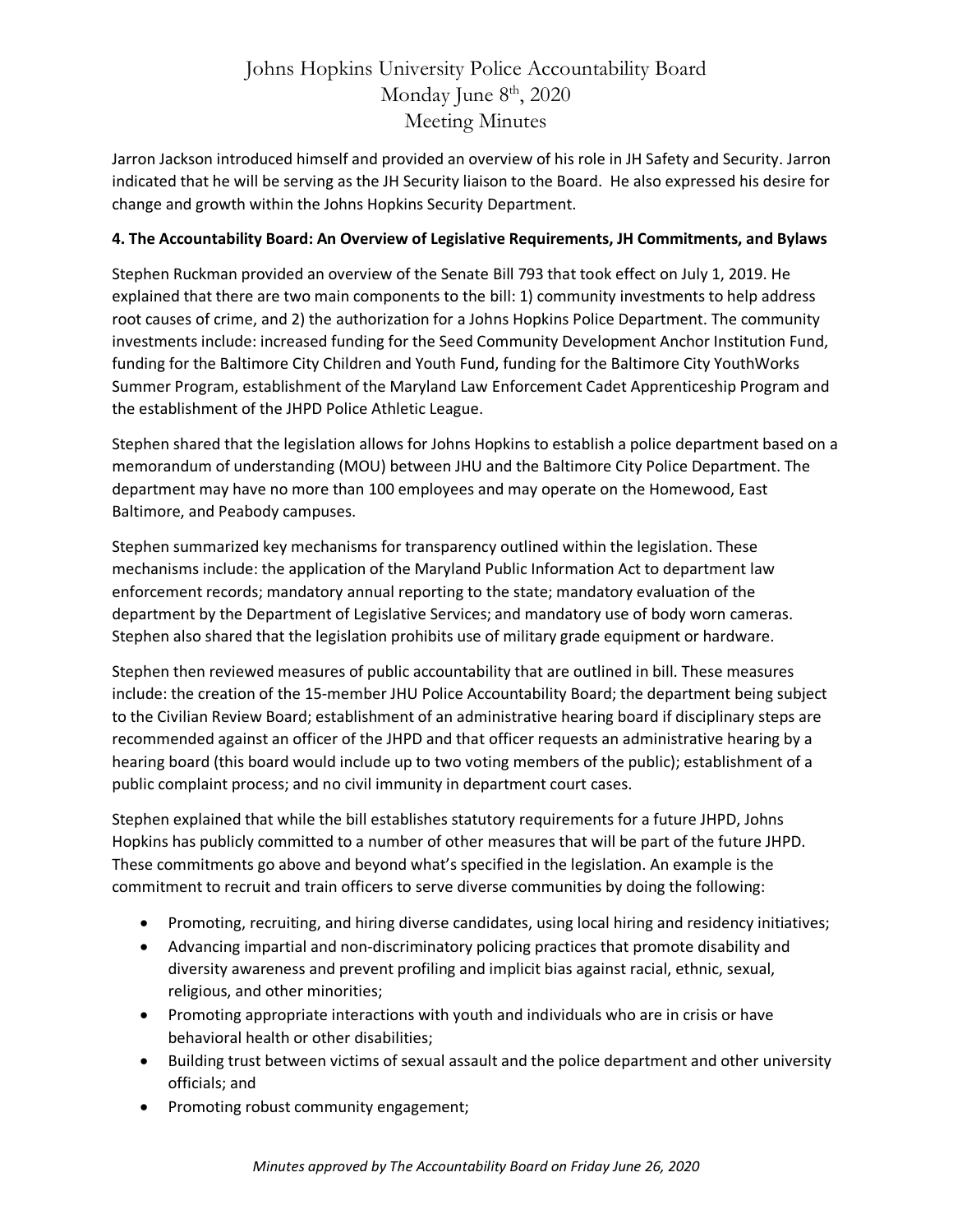Jarron Jackson introduced himself and provided an overview of his role in JH Safety and Security. Jarron indicated that he will be serving as the JH Security liaison to the Board. He also expressed his desire for change and growth within the Johns Hopkins Security Department.

**4. The Accountability Board: An Overview of Legislative Requirements, JH Commitments, and Bylaws**

Stephen Ruckman provided an overview of the Senate Bill 793 that took effect on July 1, 2019. He explained that there are two main components to the bill: 1) community investments to help address root causes of crime, and 2) the authorization for a Johns Hopkins Police Department. The community investments include: increased funding for the Seed Community Development Anchor Institution Fund, funding for the Baltimore City Children and Youth Fund, funding for the Baltimore City YouthWorks Summer Program, establishment of the Maryland Law Enforcement Cadet Apprenticeship Program and the establishment of the JHPD Police Athletic League.

Stephen shared that the legislation allows for Johns Hopkins to establish a police department based on a memorandum of understanding (MOU) between JHU and the Baltimore City Police Department. The department may have no more than 100 employees and may operate on the Homewood, East Baltimore, and Peabody campuses.

Stephen summarized key mechanisms for transparency outlined within the legislation. These mechanisms include: the application of the Maryland Public Information Act to department law enforcement records; mandatory annual reporting to the state; mandatory evaluation of the department by the Department of Legislative Services; and mandatory use of body worn cameras. Stephen also shared that the legislation prohibits use of military grade equipment or hardware.

Stephen then reviewed measures of public accountability that are outlined in bill. These measures include: the creation of the 15-member JHU Police Accountability Board; the department being subject to the Civilian Review Board; establishment of an administrative hearing board if disciplinary steps are recommended against an officer of the JHPD and that officer requests an administrative hearing by a hearing board (this board would include up to two voting members of the public); establishment of a public complaint process; and no civil immunity in department court cases.

Stephen explained that while the bill establishes statutory requirements for a future JHPD, Johns Hopkins has publicly committed to a number of other measures that will be part of the future JHPD. These commitments go above and beyond what's specified in the legislation. An example is the commitment to recruit and train officers to serve diverse communities by doing the following:

- Promoting, recruiting, and hiring diverse candidates, using local hiring and residency initiatives;
- Advancing impartial and non-discriminatory policing practices that promote disability and diversity awareness and prevent profiling and implicit bias against racial, ethnic, sexual, religious, and other minorities;
- Promoting appropriate interactions with youth and individuals who are in crisis or have behavioral health or other disabilities;
- Building trust between victims of sexual assault and the police department and other university officials; and
- Promoting robust community engagement;

*Minutes approved by The Accountability Board on Friday June 26, 2020*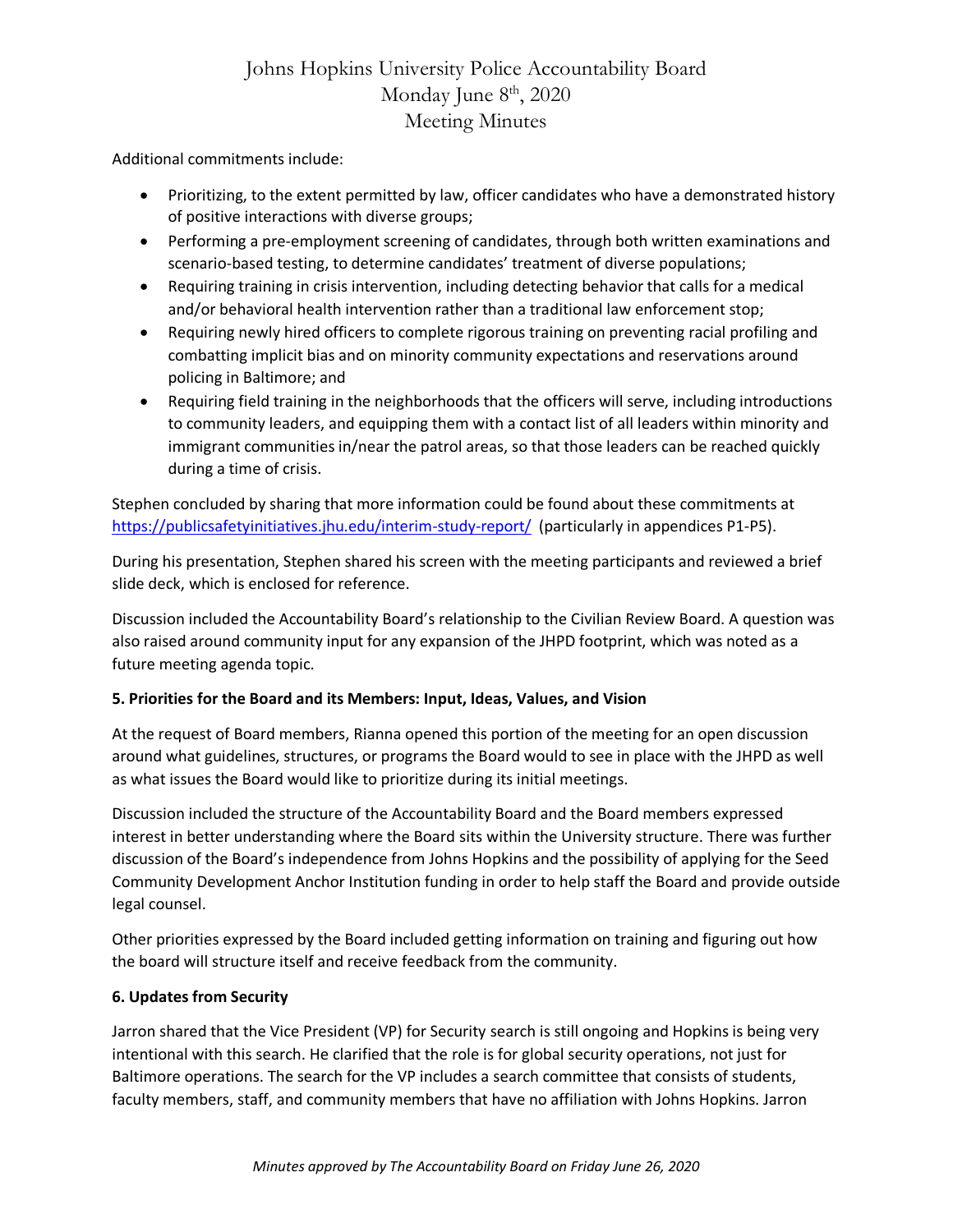Additional commitments include:

- Prioritizing, to the extent permitted by law, officer candidates who have a demonstrated history of positive interactions with diverse groups;
- Performing a pre-employment screening of candidates, through both written examinations and scenario-based testing, to determine candidates' treatment of diverse populations;
- Requiring training in crisis intervention, including detecting behavior that calls for a medical and/or behavioral health intervention rather than a traditional law enforcement stop;
- Requiring newly hired officers to complete rigorous training on preventing racial profiling and combatting implicit bias and on minority community expectations and reservations around policing in Baltimore; and
- Requiring field training in the neighborhoods that the officers will serve, including introductions to community leaders, and equipping them with a contact list of all leaders within minority and immigrant communities in/near the patrol areas, so that those leaders can be reached quickly during a time of crisis.

Stephen concluded by sharing that more information could be found about these commitments at https://publicsafetyinitiatives.jhu.edu/interim-study-report/ (particularly in appendices P1-P5).

During his presentation, Stephen shared his screen with the meeting participants and reviewed a brief slide deck, which is enclosed for reference.

Discussion included the Accountability Board's relationship to the Civilian Review Board. A question was also raised around community input for any expansion of the JHPD footprint, which was noted as a future meeting agenda topic.

**5. Priorities for the Board and its Members: Input, Ideas, Values, and Vision**

At the request of Board members, Rianna opened this portion of the meeting for an open discussion around what guidelines, structures, or programs the Board would to see in place with the JHPD as well as what issues the Board would like to prioritize during its initial meetings.

Discussion included the structure of the Accountability Board and the Board members expressed interest in better understanding where the Board sits within the University structure. There was further discussion of the Board's independence from Johns Hopkins and the possibility of applying for the Seed Community Development Anchor Institution funding in order to help staff the Board and provide outside legal counsel.

Other priorities expressed by the Board included getting information on training and figuring out how the board will structure itself and receive feedback from the community.

**6. Updates from Security**

Jarron shared that the Vice President (VP) for Security search is still ongoing and Hopkins is being very intentional with this search. He clarified that the role is for global security operations, not just for Baltimore operations. The search for the VP includes a search committee that consists of students, faculty members, staff, and community members that have no affiliation with Johns Hopkins. Jarron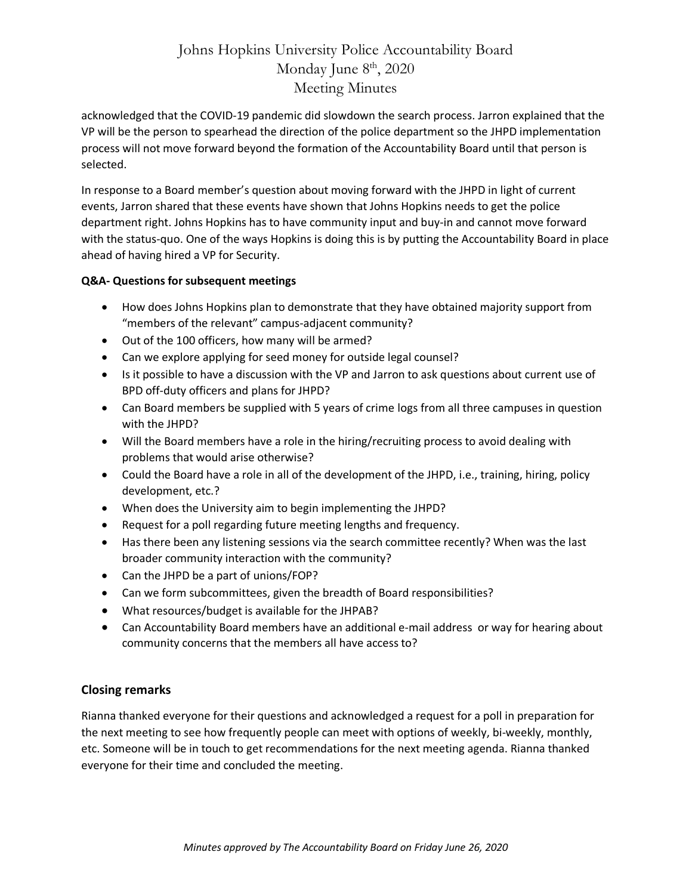acknowledged that the COVID-19 pandemic did slowdown the search process. Jarron explained that the VP will be the person to spearhead the direction of the police department so the JHPD implementation process will not move forward beyond the formation of the Accountability Board until that person is selected.

In response to a Board member's question about moving forward with the JHPD in light of current events, Jarron shared that these events have shown that Johns Hopkins needs to get the police department right. Johns Hopkins has to have community input and buy-in and cannot move forward with the status-quo. One of the ways Hopkins is doing this is by putting the Accountability Board in place ahead of having hired a VP for Security.

**Q&A- Questions for subsequent meetings**

- How does Johns Hopkins plan to demonstrate that they have obtained majority support from "members of the relevant" campus-adjacent community?
- Out of the 100 officers, how many will be armed?
- Can we explore applying for seed money for outside legal counsel?
- Is it possible to have a discussion with the VP and Jarron to ask questions about current use of BPD off-duty officers and plans for JHPD?
- Can Board members be supplied with 5 years of crime logs from all three campuses in question with the JHPD?
- Will the Board members have a role in the hiring/recruiting process to avoid dealing with problems that would arise otherwise?
- Could the Board have a role in all of the development of the JHPD, i.e., training, hiring, policy development, etc.?
- When does the University aim to begin implementing the JHPD?
- Request for a poll regarding future meeting lengths and frequency.
- Has there been any listening sessions via the search committee recently? When was the last broader community interaction with the community?
- Can the JHPD be a part of unions/FOP?
- Can we form subcommittees, given the breadth of Board responsibilities?
- What resources/budget is available for the JHPAB?
- Can Accountability Board members have an additional e-mail address or way for hearing about community concerns that the members all have access to?

## Closing remarks

Rianna thanked everyone for their questions and acknowledged a request for a poll in preparation for the next meeting to see how frequently people can meet with options of weekly, bi-weekly, monthly, etc. Someone will be in touch to get recommendations for the next meeting agenda. Rianna thanked everyone for their time and concluded the meeting.

*Minutes approved by The Accountability Board on Friday June 26, 2020*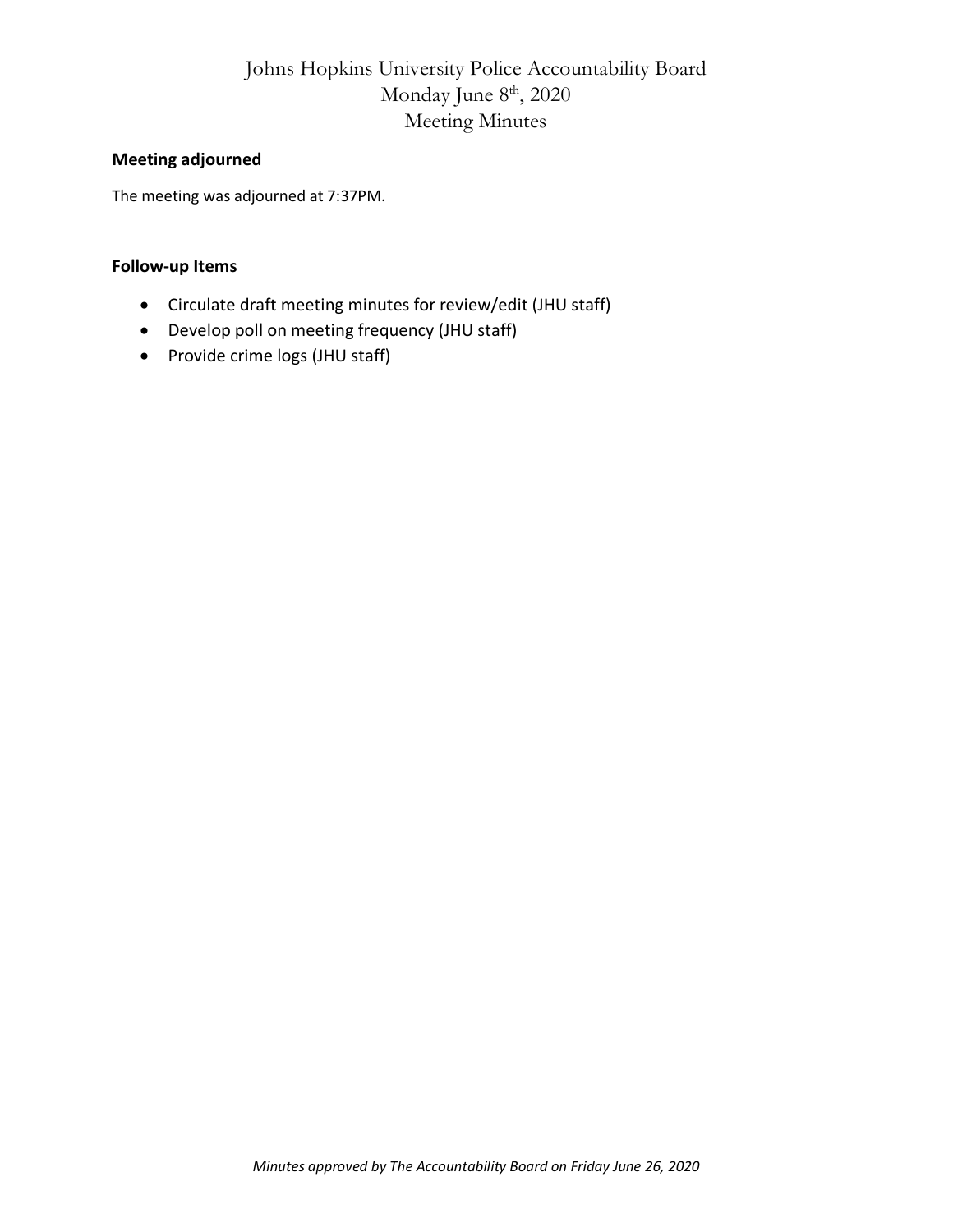### Meeting adjourned

The meeting was adjourned at 7:37PM.

### Follow-up Items

- Circulate draft meeting minutes for review/edit (JHU staff)
- Develop poll on meeting frequency (JHU staff)
- Provide crime logs (JHU staff)